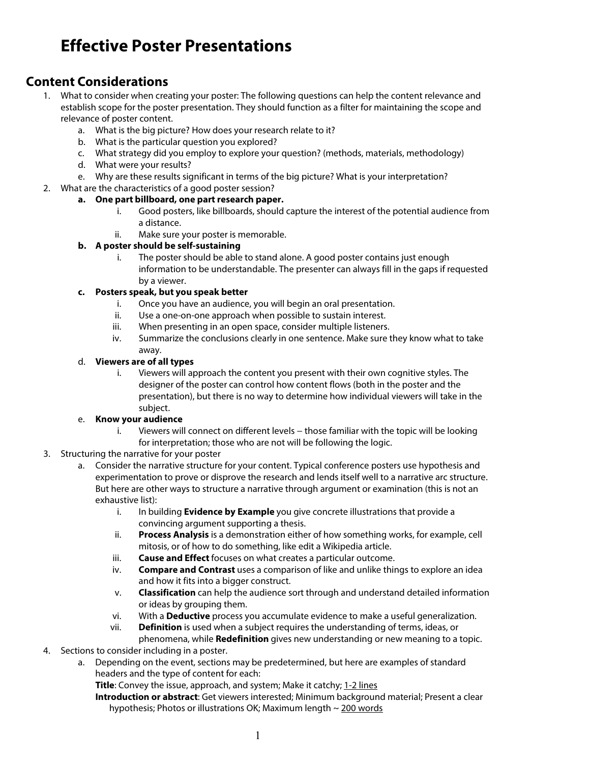# Effective Poster Presentations

## Content Considerations

1. What to consider when creating your poster: The following questions can help the content relevance and establish scope for the poster presentation. They should function as a filter for maintaining the scope and relevance of poster content.
   a. What is the big picture? How does your research relate to it?
   b. What is the particular question you explored?
   c. What strategy did you employ to explore your question? (methods, materials, methodology)
   d. What were your results?
   e. Why are these results significant in terms of the big picture? What is your interpretation?
2. What are the characteristics of a good poster session?
   **a. One part billboard, one part research paper.**
      i. Good posters, like billboards, should capture the interest of the potential audience from a distance.
      ii. Make sure your poster is memorable.

   **b. A poster should be self-sustaining**
      i. The poster should be able to stand alone. A good poster contains just enough information to be understandable. The presenter can always fill in the gaps if requested by a viewer.

   **c. Posters speak, but you speak better**
      i. Once you have an audience, you will begin an oral presentation.
      ii. Use a one-on-one approach when possible to sustain interest.
      iii. When presenting in an open space, consider multiple listeners.
      iv. Summarize the conclusions clearly in one sentence. Make sure they know what to take away.

   d. **Viewers are of all types**
      i. Viewers will approach the content you present with their own cognitive styles. The designer of the poster can control how content flows (both in the poster and the presentation), but there is no way to determine how individual viewers will take in the subject.

   e. **Know your audience**
      i. Viewers will connect on different levels – those familiar with the topic will be looking for interpretation; those who are not will be following the logic.
3. Structuring the narrative for your poster
   a. Consider the narrative structure for your content. Typical conference posters use hypothesis and experimentation to prove or disprove the research and lends itself well to a narrative arc structure. But here are other ways to structure a narrative through argument or examination (this is not an exhaustive list):
      i. In building **Evidence by Example** you give concrete illustrations that provide a convincing argument supporting a thesis.
      ii. **Process Analysis** is a demonstration either of how something works, for example, cell mitosis, or of how to do something, like edit a Wikipedia article.
      iii. **Cause and Effect** focuses on what creates a particular outcome.
      iv. **Compare and Contrast** uses a comparison of like and unlike things to explore an idea and how it fits into a bigger construct.
      v. **Classification** can help the audience sort through and understand detailed information or ideas by grouping them.
      vi. With a **Deductive** process you accumulate evidence to make a useful generalization.
      vii. **Definition** is used when a subject requires the understanding of terms, ideas, or phenomena, while **Redefinition** gives new understanding or new meaning to a topic.
4. Sections to consider including in a poster.
   a. Depending on the event, sections may be predetermined, but here are examples of standard headers and the type of content for each:
      **Title**: Convey the issue, approach, and system; Make it catchy; <u>1-2 lines</u>
      **Introduction or abstract**: Get viewers interested; Minimum background material; Present a clear hypothesis; Photos or illustrations OK; Maximum length ~ <u>200 words</u>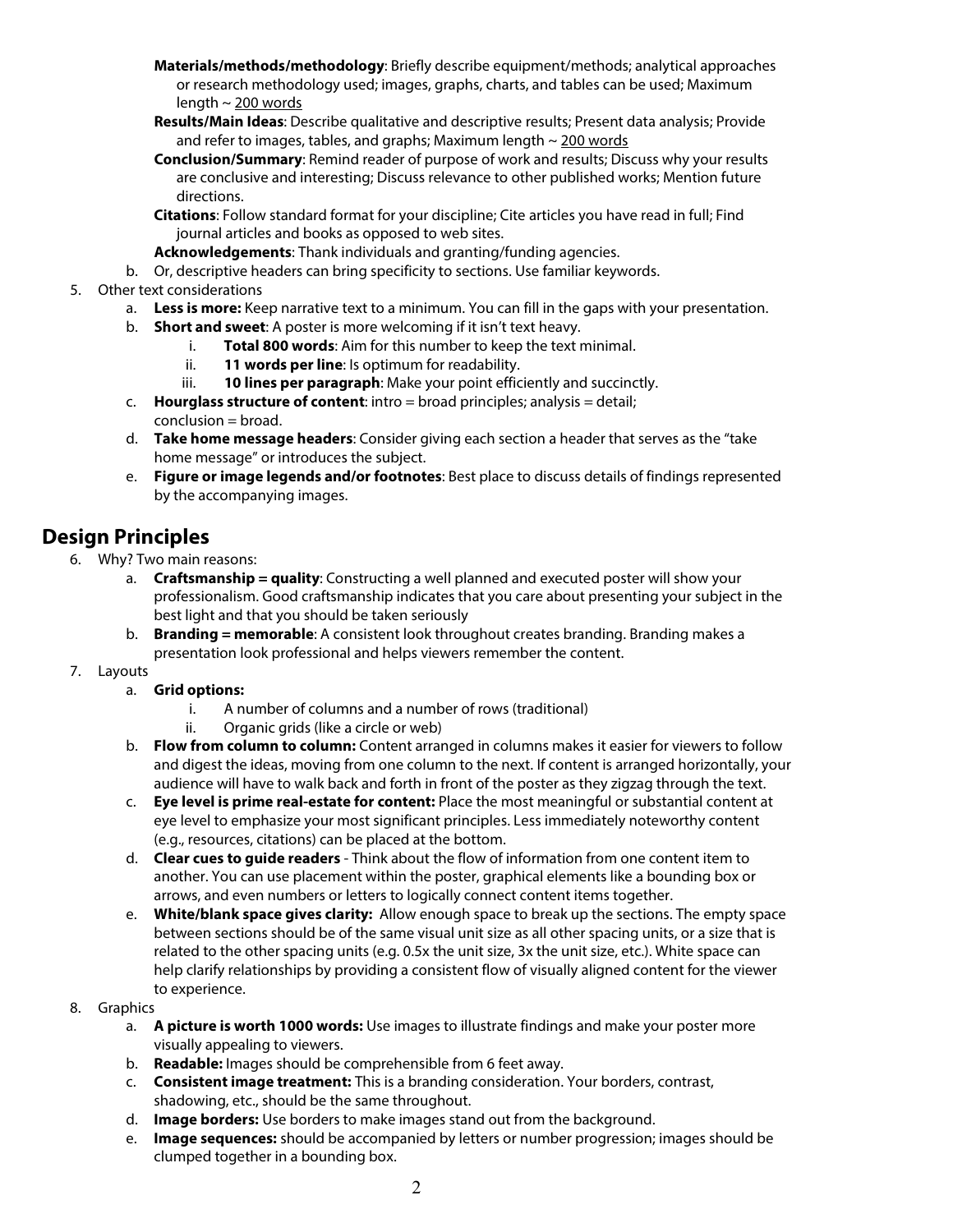**Materials/methods/methodology**: Briefly describe equipment/methods; analytical approaches or research methodology used; images, graphs, charts, and tables can be used; Maximum length ~ 200 words

**Results/Main Ideas**: Describe qualitative and descriptive results; Present data analysis; Provide and refer to images, tables, and graphs; Maximum length ~ 200 words

**Conclusion/Summary**: Remind reader of purpose of work and results; Discuss why your results are conclusive and interesting; Discuss relevance to other published works; Mention future directions.

**Citations**: Follow standard format for your discipline; Cite articles you have read in full; Find journal articles and books as opposed to web sites.

**Acknowledgements**: Thank individuals and granting/funding agencies.

   b. Or, descriptive headers can bring specificity to sections. Use familiar keywords.

5. Other text considerations
   a. **Less is more:** Keep narrative text to a minimum. You can fill in the gaps with your presentation.
   b. **Short and sweet**: A poster is more welcoming if it isn't text heavy.
      i. **Total 800 words**: Aim for this number to keep the text minimal.
      ii. **11 words per line**: Is optimum for readability.
      iii. **10 lines per paragraph**: Make your point efficiently and succinctly.
   c. **Hourglass structure of content**: intro = broad principles; analysis = detail; conclusion = broad.
   d. **Take home message headers**: Consider giving each section a header that serves as the "take home message" or introduces the subject.
   e. **Figure or image legends and/or footnotes**: Best place to discuss details of findings represented by the accompanying images.

## Design Principles

6. Why? Two main reasons:
   a. **Craftsmanship = quality**: Constructing a well planned and executed poster will show your professionalism. Good craftsmanship indicates that you care about presenting your subject in the best light and that you should be taken seriously
   b. **Branding = memorable**: A consistent look throughout creates branding. Branding makes a presentation look professional and helps viewers remember the content.
7. Layouts
   a. **Grid options:**
      i. A number of columns and a number of rows (traditional)
      ii. Organic grids (like a circle or web)
   b. **Flow from column to column:** Content arranged in columns makes it easier for viewers to follow and digest the ideas, moving from one column to the next. If content is arranged horizontally, your audience will have to walk back and forth in front of the poster as they zigzag through the text.
   c. **Eye level is prime real-estate for content:** Place the most meaningful or substantial content at eye level to emphasize your most significant principles. Less immediately noteworthy content (e.g., resources, citations) can be placed at the bottom.
   d. **Clear cues to guide readers** - Think about the flow of information from one content item to another. You can use placement within the poster, graphical elements like a bounding box or arrows, and even numbers or letters to logically connect content items together.
   e. **White/blank space gives clarity:** Allow enough space to break up the sections. The empty space between sections should be of the same visual unit size as all other spacing units, or a size that is related to the other spacing units (e.g. 0.5x the unit size, 3x the unit size, etc.). White space can help clarify relationships by providing a consistent flow of visually aligned content for the viewer to experience.
8. Graphics
   a. **A picture is worth 1000 words:** Use images to illustrate findings and make your poster more visually appealing to viewers.
   b. **Readable:** Images should be comprehensible from 6 feet away.
   c. **Consistent image treatment:** This is a branding consideration. Your borders, contrast, shadowing, etc., should be the same throughout.
   d. **Image borders:** Use borders to make images stand out from the background.
   e. **Image sequences:** should be accompanied by letters or number progression; images should be clumped together in a bounding box.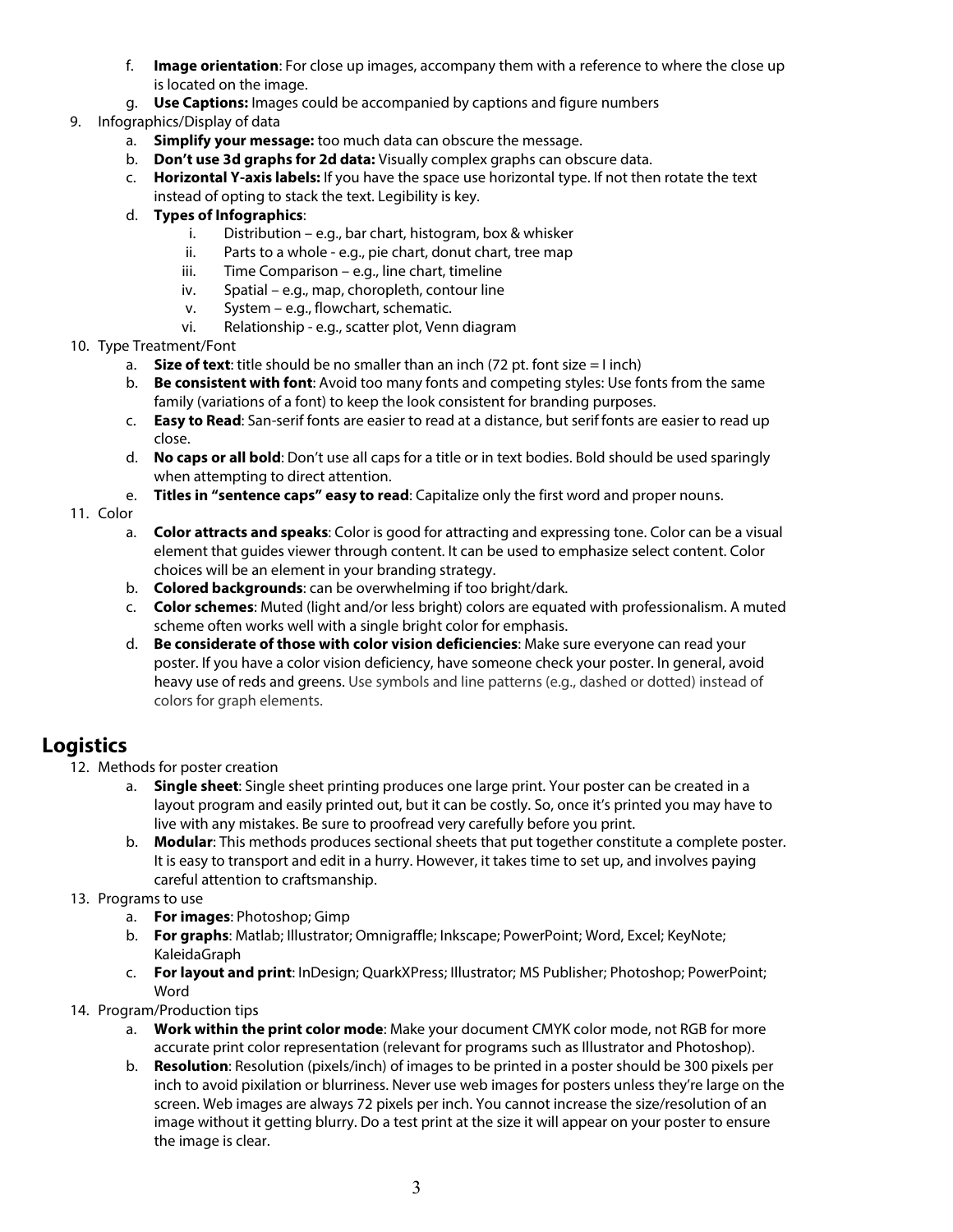f. **Image orientation**: For close up images, accompany them with a reference to where the close up is located on the image.
g. **Use Captions:** Images could be accompanied by captions and figure numbers

9. Infographics/Display of data
    a. **Simplify your message:** too much data can obscure the message.
    b. **Don't use 3d graphs for 2d data:** Visually complex graphs can obscure data.
    c. **Horizontal Y-axis labels:** If you have the space use horizontal type. If not then rotate the text instead of opting to stack the text. Legibility is key.
    d. **Types of Infographics**:
        i. Distribution – e.g., bar chart, histogram, box & whisker
        ii. Parts to a whole - e.g., pie chart, donut chart, tree map
        iii. Time Comparison – e.g., line chart, timeline
        iv. Spatial – e.g., map, choropleth, contour line
        v. System – e.g., flowchart, schematic.
        vi. Relationship - e.g., scatter plot, Venn diagram

10. Type Treatment/Font
    a. **Size of text**: title should be no smaller than an inch (72 pt. font size = I inch)
    b. **Be consistent with font**: Avoid too many fonts and competing styles: Use fonts from the same family (variations of a font) to keep the look consistent for branding purposes.
    c. **Easy to Read**: San-serif fonts are easier to read at a distance, but serif fonts are easier to read up close.
    d. **No caps or all bold**: Don't use all caps for a title or in text bodies. Bold should be used sparingly when attempting to direct attention.
    e. **Titles in "sentence caps" easy to read**: Capitalize only the first word and proper nouns.

11. Color
    a. **Color attracts and speaks**: Color is good for attracting and expressing tone. Color can be a visual element that guides viewer through content. It can be used to emphasize select content. Color choices will be an element in your branding strategy.
    b. **Colored backgrounds**: can be overwhelming if too bright/dark.
    c. **Color schemes**: Muted (light and/or less bright) colors are equated with professionalism. A muted scheme often works well with a single bright color for emphasis.
    d. **Be considerate of those with color vision deficiencies**: Make sure everyone can read your poster. If you have a color vision deficiency, have someone check your poster. In general, avoid heavy use of reds and greens. Use symbols and line patterns (e.g., dashed or dotted) instead of colors for graph elements.

## Logistics

12. Methods for poster creation
    a. **Single sheet**: Single sheet printing produces one large print. Your poster can be created in a layout program and easily printed out, but it can be costly. So, once it's printed you may have to live with any mistakes. Be sure to proofread very carefully before you print.
    b. **Modular**: This methods produces sectional sheets that put together constitute a complete poster. It is easy to transport and edit in a hurry. However, it takes time to set up, and involves paying careful attention to craftsmanship.

13. Programs to use
    a. **For images**: Photoshop; Gimp
    b. **For graphs**: Matlab; Illustrator; Omnigraffle; Inkscape; PowerPoint; Word, Excel; KeyNote; KaleidaGraph
    c. **For layout and print**: InDesign; QuarkXPress; Illustrator; MS Publisher; Photoshop; PowerPoint; Word

14. Program/Production tips
    a. **Work within the print color mode**: Make your document CMYK color mode, not RGB for more accurate print color representation (relevant for programs such as Illustrator and Photoshop).
    b. **Resolution**: Resolution (pixels/inch) of images to be printed in a poster should be 300 pixels per inch to avoid pixilation or blurriness. Never use web images for posters unless they're large on the screen. Web images are always 72 pixels per inch. You cannot increase the size/resolution of an image without it getting blurry. Do a test print at the size it will appear on your poster to ensure the image is clear.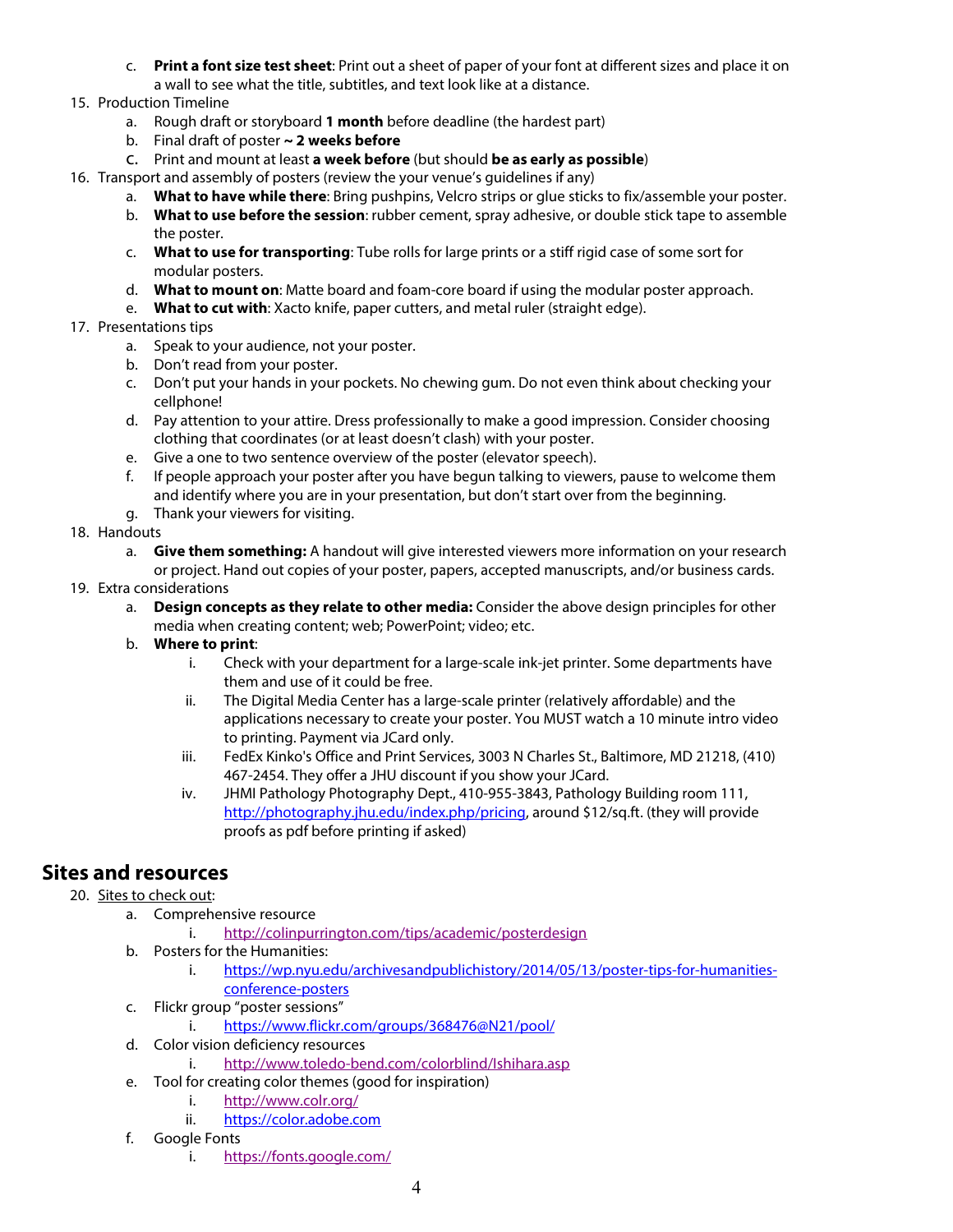c. **Print a font size test sheet**: Print out a sheet of paper of your font at different sizes and place it on a wall to see what the title, subtitles, and text look like at a distance.

15. Production Timeline
   a. Rough draft or storyboard **1 month** before deadline (the hardest part)
   b. Final draft of poster **~ 2 weeks before**
   c. Print and mount at least **a week before** (but should **be as early as possible**)
16. Transport and assembly of posters (review the your venue's guidelines if any)
   a. **What to have while there**: Bring pushpins, Velcro strips or glue sticks to fix/assemble your poster.
   b. **What to use before the session**: rubber cement, spray adhesive, or double stick tape to assemble the poster.
   c. **What to use for transporting**: Tube rolls for large prints or a stiff rigid case of some sort for modular posters.
   d. **What to mount on**: Matte board and foam-core board if using the modular poster approach.
   e. **What to cut with**: Xacto knife, paper cutters, and metal ruler (straight edge).
17. Presentations tips
   a. Speak to your audience, not your poster.
   b. Don't read from your poster.
   c. Don't put your hands in your pockets. No chewing gum. Do not even think about checking your cellphone!
   d. Pay attention to your attire. Dress professionally to make a good impression. Consider choosing clothing that coordinates (or at least doesn't clash) with your poster.
   e. Give a one to two sentence overview of the poster (elevator speech).
   f. If people approach your poster after you have begun talking to viewers, pause to welcome them and identify where you are in your presentation, but don't start over from the beginning.
   g. Thank your viewers for visiting.
18. Handouts
   a. **Give them something:** A handout will give interested viewers more information on your research or project. Hand out copies of your poster, papers, accepted manuscripts, and/or business cards.
19. Extra considerations
   a. **Design concepts as they relate to other media:** Consider the above design principles for other media when creating content; web; PowerPoint; video; etc.
   b. **Where to print**:
      i. Check with your department for a large-scale ink-jet printer. Some departments have them and use of it could be free.
      ii. The Digital Media Center has a large-scale printer (relatively affordable) and the applications necessary to create your poster. You MUST watch a 10 minute intro video to printing. Payment via JCard only.
      iii. FedEx Kinko's Office and Print Services, 3003 N Charles St., Baltimore, MD 21218, (410) 467-2454. They offer a JHU discount if you show your JCard.
      iv. JHMI Pathology Photography Dept., 410-955-3843, Pathology Building room 111, http://photography.jhu.edu/index.php/pricing, around $12/sq.ft. (they will provide proofs as pdf before printing if asked)

## Sites and resources

20. Sites to check out:
   a. Comprehensive resource
      i. http://colinpurrington.com/tips/academic/posterdesign
   b. Posters for the Humanities:
      i. https://wp.nyu.edu/archivesandpublichistory/2014/05/13/poster-tips-for-humanities-conference-posters
   c. Flickr group "poster sessions"
      i. https://www.flickr.com/groups/368476@N21/pool/
   d. Color vision deficiency resources
      i. http://www.toledo-bend.com/colorblind/Ishihara.asp
   e. Tool for creating color themes (good for inspiration)
      i. http://www.colr.org/
      ii. https://color.adobe.com
   f. Google Fonts
      i. https://fonts.google.com/